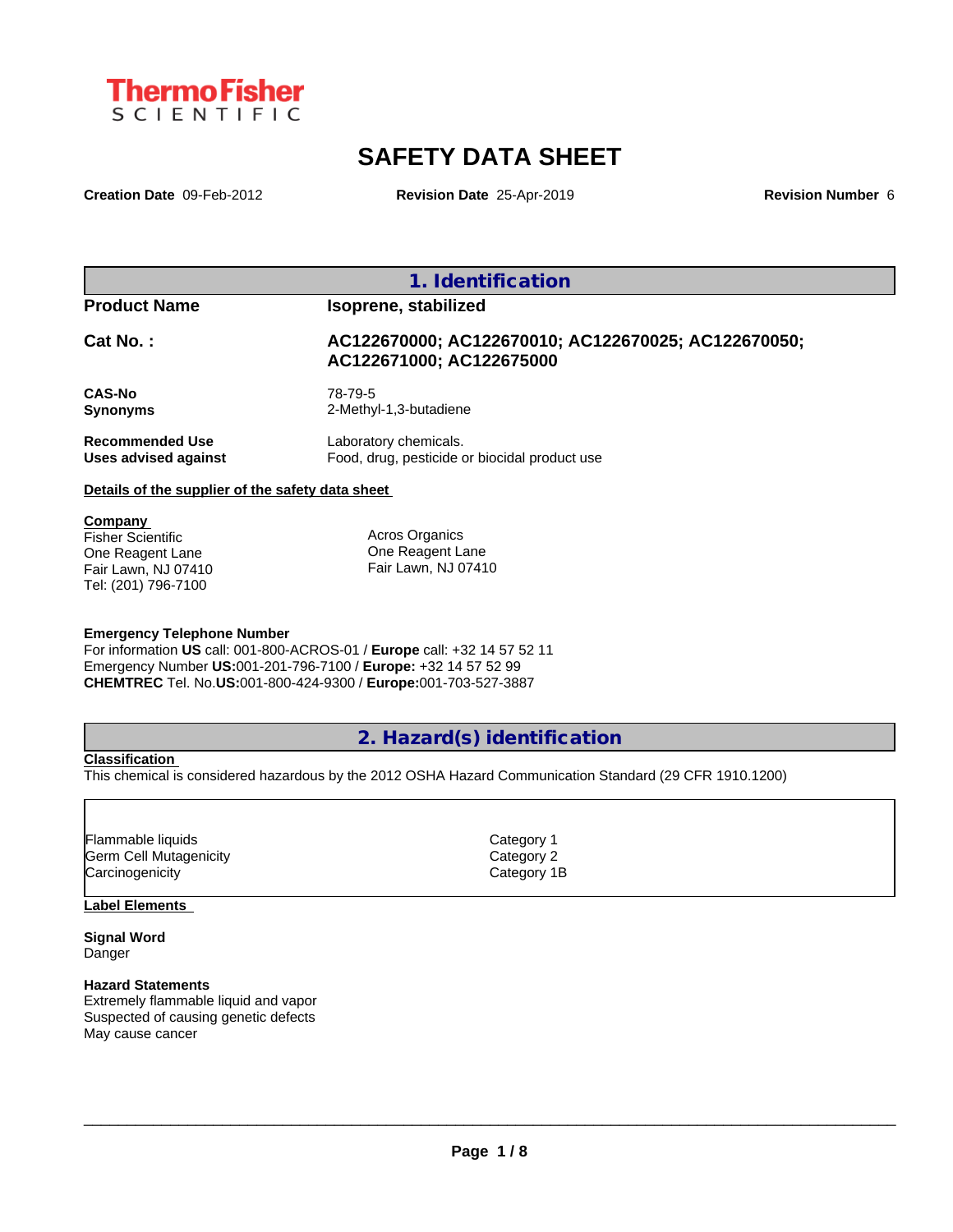ThermoFisher SCIENTIFIC

# SAFETY DATA SHEET

**Creation Date** 09-Feb-2012 **Revision Date** 25-Apr-2019 **Revision Number** 6

## 1. Identification

| | |
|---|---|
| **Product Name** | **Isoprene, stabilized** |
| **Cat No. :** | **AC122670000; AC122670010; AC122670025; AC122670050; AC122671000; AC122675000** |
| **CAS-No** | 78-79-5 |
| **Synonyms** | 2-Methyl-1,3-butadiene |
| **Recommended Use** | Laboratory chemicals. |
| **Uses advised against** | Food, drug, pesticide or biocidal product use |

**Details of the supplier of the safety data sheet**

**Company**
Fisher Scientific
One Reagent Lane
Fair Lawn, NJ 07410
Tel: (201) 796-7100

Acros Organics
One Reagent Lane
Fair Lawn, NJ 07410

**Emergency Telephone Number**
For information **US** call: 001-800-ACROS-01 / **Europe** call: +32 14 57 52 11
Emergency Number **US:**001-201-796-7100 / **Europe:** +32 14 57 52 99
**CHEMTREC** Tel. No.**US:**001-800-424-9300 / **Europe:**001-703-527-3887

## 2. Hazard(s) identification

**Classification**
This chemical is considered hazardous by the 2012 OSHA Hazard Communication Standard (29 CFR 1910.1200)

| | |
|---|---|
| Flammable liquids | Category 1 |
| Germ Cell Mutagenicity | Category 2 |
| Carcinogenicity | Category 1B |

**Label Elements**

**Signal Word**
Danger

**Hazard Statements**
Extremely flammable liquid and vapor
Suspected of causing genetic defects
May cause cancer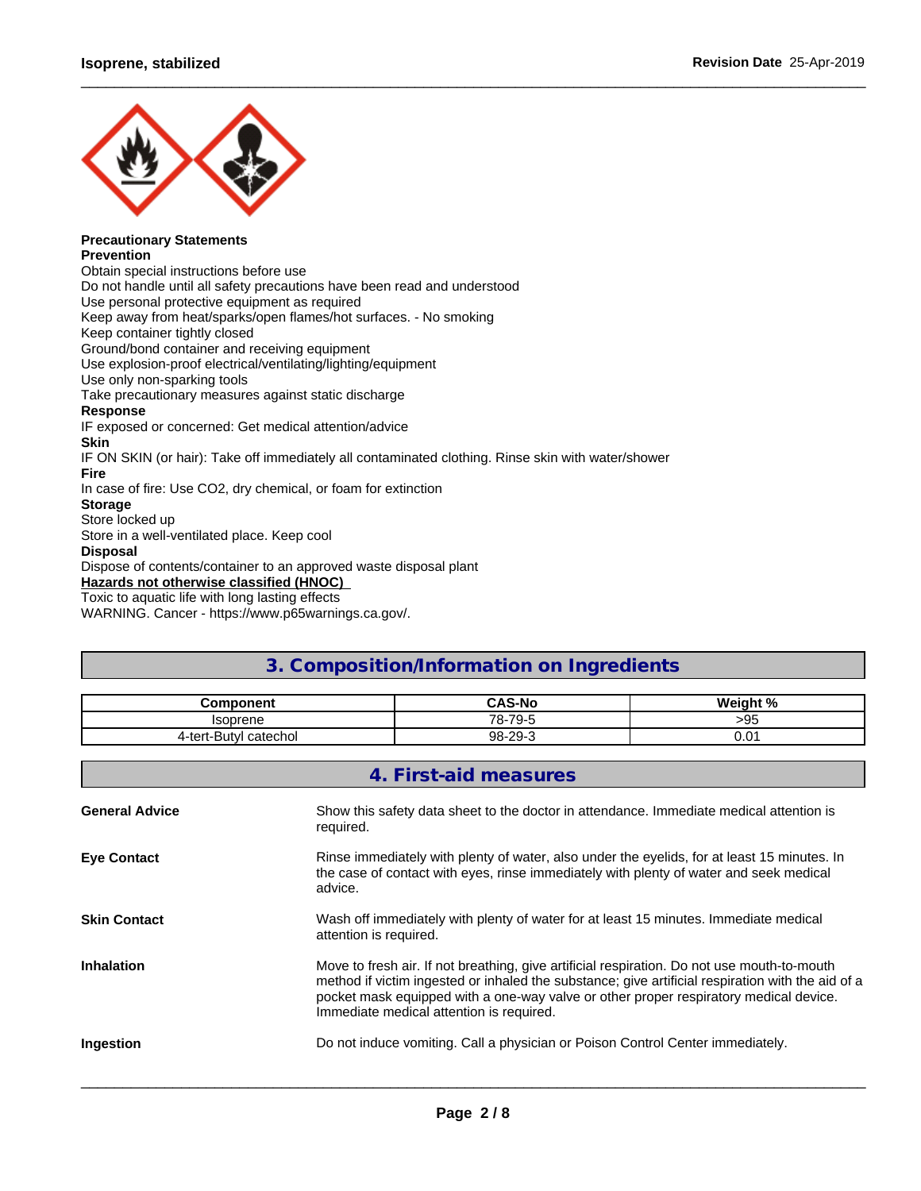**Precautionary Statements**

**Prevention**

Obtain special instructions before use

Do not handle until all safety precautions have been read and understood

Use personal protective equipment as required

Keep away from heat/sparks/open flames/hot surfaces. - No smoking

Keep container tightly closed

Ground/bond container and receiving equipment

Use explosion-proof electrical/ventilating/lighting/equipment

Use only non-sparking tools

Take precautionary measures against static discharge

**Response**

IF exposed or concerned: Get medical attention/advice

**Skin**

IF ON SKIN (or hair): Take off immediately all contaminated clothing. Rinse skin with water/shower

**Fire**

In case of fire: Use $CO_2$, dry chemical, or foam for extinction

**Storage**

Store locked up

Store in a well-ventilated place. Keep cool

**Disposal**

Dispose of contents/container to an approved waste disposal plant

**Hazards not otherwise classified (HNOC)**

Toxic to aquatic life with long lasting effects

WARNING. Cancer - https://www.p65warnings.ca.gov/.

## 3. Composition/Information on Ingredients

| Component | CAS-No | Weight % |
|---|---|---|
| Isoprene | 78-79-5 | >95 |
| 4-tert-Butyl catechol | 98-29-3 | 0.01 |

## 4. First-aid measures

**General Advice**
Show this safety data sheet to the doctor in attendance. Immediate medical attention is required.

**Eye Contact**
Rinse immediately with plenty of water, also under the eyelids, for at least 15 minutes. In the case of contact with eyes, rinse immediately with plenty of water and seek medical advice.

**Skin Contact**
Wash off immediately with plenty of water for at least 15 minutes. Immediate medical attention is required.

**Inhalation**
Move to fresh air. If not breathing, give artificial respiration. Do not use mouth-to-mouth method if victim ingested or inhaled the substance; give artificial respiration with the aid of a pocket mask equipped with a one-way valve or other proper respiratory medical device. Immediate medical attention is required.

**Ingestion**
Do not induce vomiting. Call a physician or Poison Control Center immediately.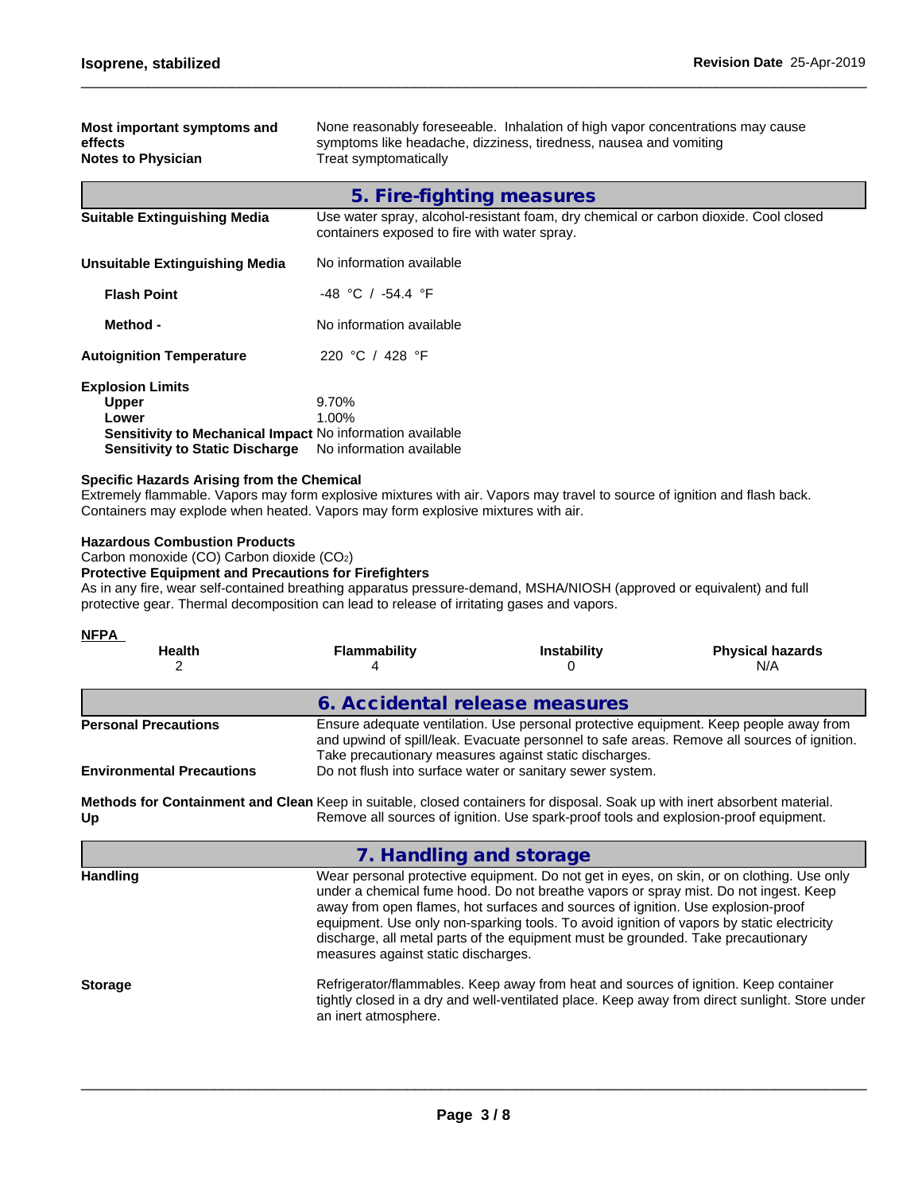| | |
|---|---|
| **Most important symptoms and effects** | None reasonably foreseeable. Inhalation of high vapor concentrations may cause symptoms like headache, dizziness, tiredness, nausea and vomiting |
| **Notes to Physician** | Treat symptomatically |

## 5. Fire-fighting measures

| | |
|---|---|
| **Suitable Extinguishing Media** | Use water spray, alcohol-resistant foam, dry chemical or carbon dioxide. Cool closed containers exposed to fire with water spray. |
| **Unsuitable Extinguishing Media** | No information available |
| **Flash Point** | -48 °C / -54.4 °F |
| **Method -** | No information available |
| **Autoignition Temperature** | 220 °C / 428 °F |

**Explosion Limits**

| | |
|---|---|
| **Upper** | 9.70% |
| **Lower** | 1.00% |
| **Sensitivity to Mechanical Impact** | No information available |
| **Sensitivity to Static Discharge** | No information available |

**Specific Hazards Arising from the Chemical**

Extremely flammable. Vapors may form explosive mixtures with air. Vapors may travel to source of ignition and flash back. Containers may explode when heated. Vapors may form explosive mixtures with air.

**Hazardous Combustion Products**

Carbon monoxide (CO) Carbon dioxide ($CO_2$)

**Protective Equipment and Precautions for Firefighters**

As in any fire, wear self-contained breathing apparatus pressure-demand, MSHA/NIOSH (approved or equivalent) and full protective gear. Thermal decomposition can lead to release of irritating gases and vapors.

**NFPA**

| Health | Flammability | Instability | Physical hazards |
|---|---|---|---|
| 2 | 4 | 0 | N/A |

## 6. Accidental release measures

| | |
|---|---|
| **Personal Precautions** | Ensure adequate ventilation. Use personal protective equipment. Keep people away from and upwind of spill/leak. Evacuate personnel to safe areas. Remove all sources of ignition. Take precautionary measures against static discharges. |
| **Environmental Precautions** | Do not flush into surface water or sanitary sewer system. |
| **Methods for Containment and Clean Up** | Keep in suitable, closed containers for disposal. Soak up with inert absorbent material. Remove all sources of ignition. Use spark-proof tools and explosion-proof equipment. |

## 7. Handling and storage

| | |
|---|---|
| **Handling** | Wear personal protective equipment. Do not get in eyes, on skin, or on clothing. Use only under a chemical fume hood. Do not breathe vapors or spray mist. Do not ingest. Keep away from open flames, hot surfaces and sources of ignition. Use explosion-proof equipment. Use only non-sparking tools. To avoid ignition of vapors by static electricity discharge, all metal parts of the equipment must be grounded. Take precautionary measures against static discharges. |
| **Storage** | Refrigerator/flammables. Keep away from heat and sources of ignition. Keep container tightly closed in a dry and well-ventilated place. Keep away from direct sunlight. Store under an inert atmosphere. |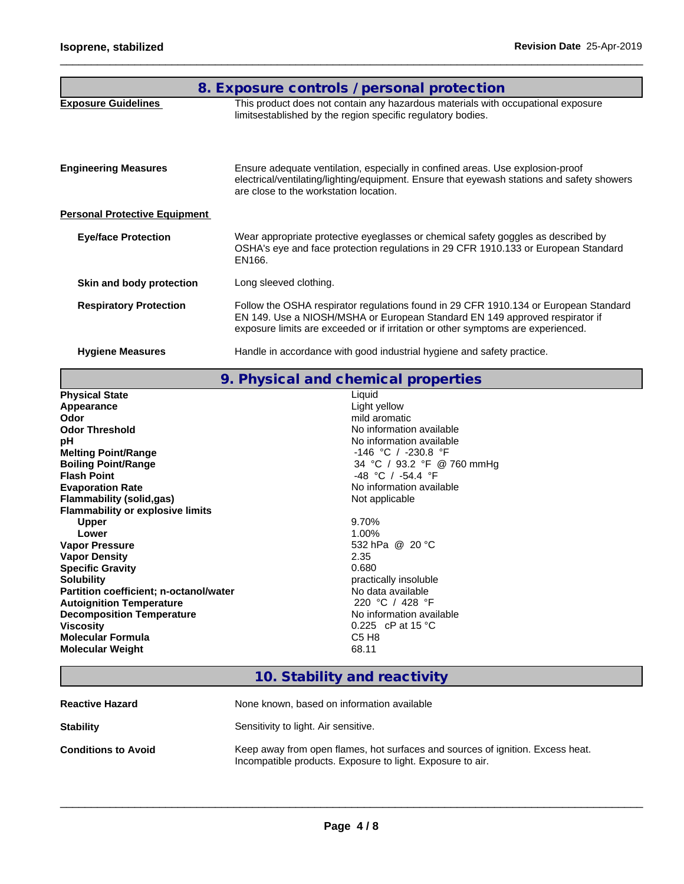## 8. Exposure controls / personal protection

**Exposure Guidelines**

This product does not contain any hazardous materials with occupational exposure limitsestablished by the region specific regulatory bodies.

**Engineering Measures**

Ensure adequate ventilation, especially in confined areas. Use explosion-proof electrical/ventilating/lighting/equipment. Ensure that eyewash stations and safety showers are close to the workstation location.

**Personal Protective Equipment**

**Eye/face Protection**

Wear appropriate protective eyeglasses or chemical safety goggles as described by OSHA's eye and face protection regulations in 29 CFR 1910.133 or European Standard EN166.

**Skin and body protection**

Long sleeved clothing.

**Respiratory Protection**

Follow the OSHA respirator regulations found in 29 CFR 1910.134 or European Standard EN 149. Use a NIOSH/MSHA or European Standard EN 149 approved respirator if exposure limits are exceeded or if irritation or other symptoms are experienced.

**Hygiene Measures**

Handle in accordance with good industrial hygiene and safety practice.

## 9. Physical and chemical properties

| Property | Value |
|---|---|
| **Physical State** | Liquid |
| **Appearance** | Light yellow |
| **Odor** | mild aromatic |
| **Odor Threshold** | No information available |
| **pH** | No information available |
| **Melting Point/Range** | -146 °C / -230.8 °F |
| **Boiling Point/Range** | 34 °C / 93.2 °F @ 760 mmHg |
| **Flash Point** | -48 °C / -54.4 °F |
| **Evaporation Rate** | No information available |
| **Flammability (solid,gas)** | Not applicable |
| **Flammability or explosive limits** | |
| **Upper** | 9.70% |
| **Lower** | 1.00% |
| **Vapor Pressure** | 532 hPa @ 20 °C |
| **Vapor Density** | 2.35 |
| **Specific Gravity** | 0.680 |
| **Solubility** | practically insoluble |
| **Partition coefficient; n-octanol/water** | No data available |
| **Autoignition Temperature** | 220 °C / 428 °F |
| **Decomposition Temperature** | No information available |
| **Viscosity** | 0.225 cP at 15 °C |
| **Molecular Formula** | $C_5H_8$ |
| **Molecular Weight** | 68.11 |

## 10. Stability and reactivity

**Reactive Hazard**

None known, based on information available

**Stability**

Sensitivity to light. Air sensitive.

**Conditions to Avoid**

Keep away from open flames, hot surfaces and sources of ignition. Excess heat. Incompatible products. Exposure to light. Exposure to air.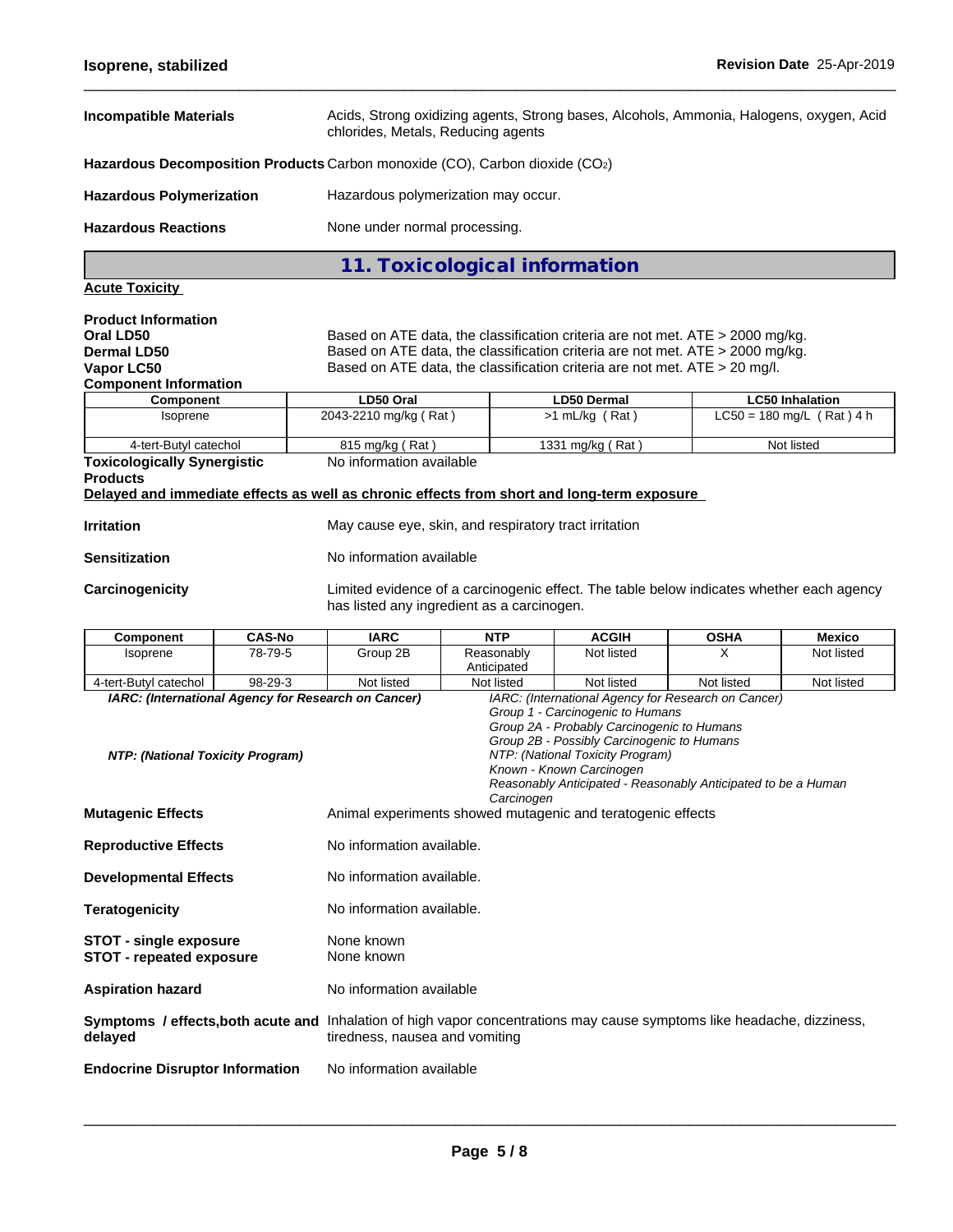| | |
|---|---|
| **Incompatible Materials** | Acids, Strong oxidizing agents, Strong bases, Alcohols, Ammonia, Halogens, oxygen, Acid chlorides, Metals, Reducing agents |
| **Hazardous Decomposition Products** | Carbon monoxide (CO), Carbon dioxide ($CO_2$) |
| **Hazardous Polymerization** | Hazardous polymerization may occur. |
| **Hazardous Reactions** | None under normal processing. |

## 11. Toxicological information

**Acute Toxicity**

**Product Information**

| | |
|---|---|
| **Oral LD50** | Based on ATE data, the classification criteria are not met. ATE > 2000 mg/kg. |
| **Dermal LD50** | Based on ATE data, the classification criteria are not met. ATE > 2000 mg/kg. |
| **Vapor LC50** | Based on ATE data, the classification criteria are not met. ATE > 20 mg/l. |

**Component Information**

| Component | LD50 Oral | LD50 Dermal | LC50 Inhalation |
|---|---|---|---|
| Isoprene | 2043-2210 mg/kg ( Rat ) | >1 mL/kg ( Rat ) | LC50 = 180 mg/L ( Rat ) 4 h |
| 4-tert-Butyl catechol | 815 mg/kg ( Rat ) | 1331 mg/kg ( Rat ) | Not listed |

**Toxicologically Synergistic Products** No information available

**Delayed and immediate effects as well as chronic effects from short and long-term exposure**

| | |
|---|---|
| **Irritation** | May cause eye, skin, and respiratory tract irritation |
| **Sensitization** | No information available |
| **Carcinogenicity** | Limited evidence of a carcinogenic effect. The table below indicates whether each agency has listed any ingredient as a carcinogen. |

| Component | CAS-No | IARC | NTP | ACGIH | OSHA | Mexico |
|---|---|---|---|---|---|---|
| Isoprene | 78-79-5 | Group 2B | Reasonably Anticipated | Not listed | X | Not listed |
| 4-tert-Butyl catechol | 98-29-3 | Not listed | Not listed | Not listed | Not listed | Not listed |

*IARC: (International Agency for Research on Cancer)*

*IARC: (International Agency for Research on Cancer)*
*Group 1 - Carcinogenic to Humans*
*Group 2A - Probably Carcinogenic to Humans*
*Group 2B - Possibly Carcinogenic to Humans*

*NTP: (National Toxicity Program)*

*NTP: (National Toxicity Program)*
*Known - Known Carcinogen*
*Reasonably Anticipated - Reasonably Anticipated to be a Human Carcinogen*

| | |
|---|---|
| **Mutagenic Effects** | Animal experiments showed mutagenic and teratogenic effects |
| **Reproductive Effects** | No information available. |
| **Developmental Effects** | No information available. |
| **Teratogenicity** | No information available. |
| **STOT - single exposure** | None known |
| **STOT - repeated exposure** | None known |
| **Aspiration hazard** | No information available |
| **Symptoms / effects,both acute and delayed** | Inhalation of high vapor concentrations may cause symptoms like headache, dizziness, tiredness, nausea and vomiting |
| **Endocrine Disruptor Information** | No information available |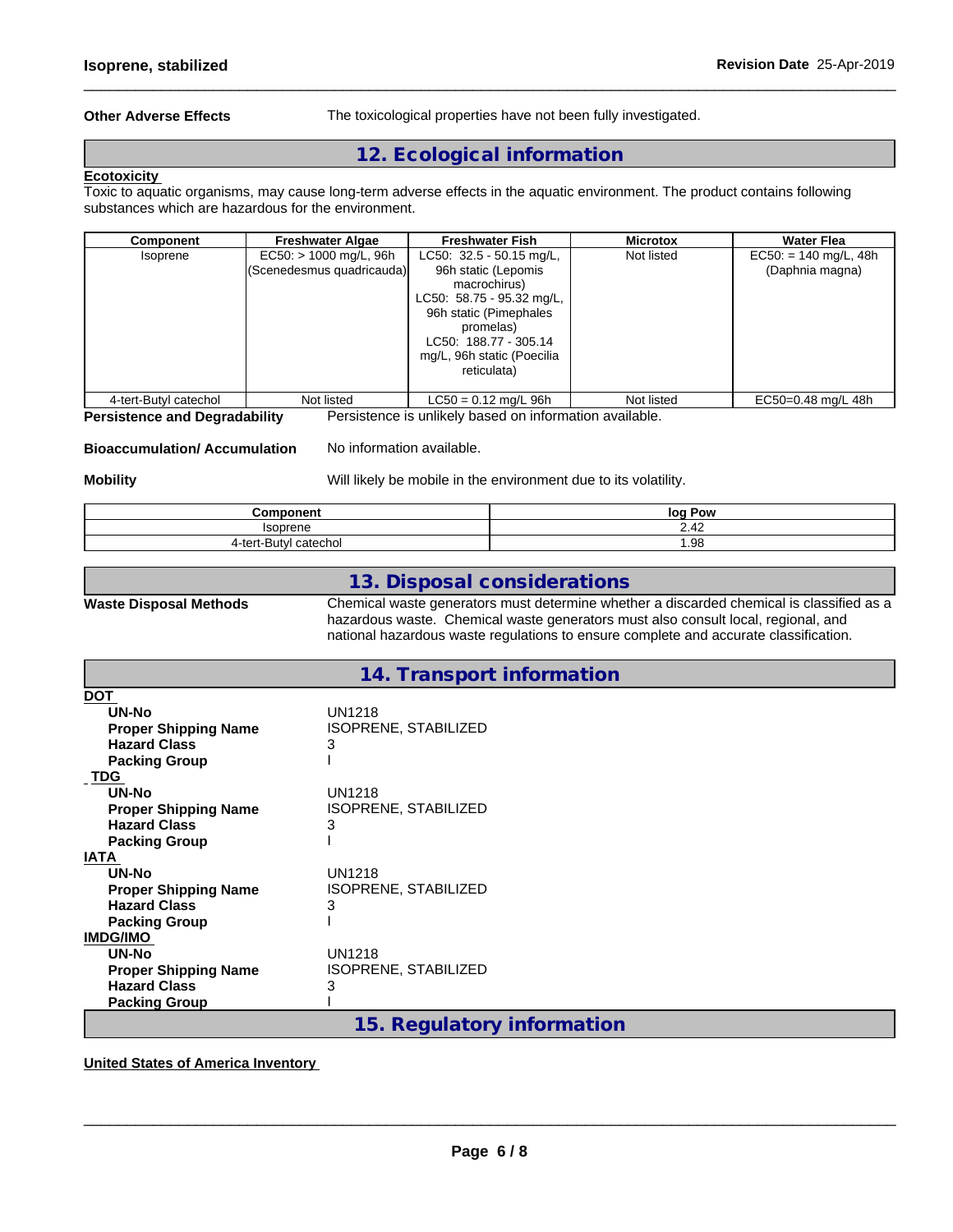**Other Adverse Effects** The toxicological properties have not been fully investigated.

## 12. Ecological information

**Ecotoxicity**

Toxic to aquatic organisms, may cause long-term adverse effects in the aquatic environment. The product contains following substances which are hazardous for the environment.

| Component | Freshwater Algae | Freshwater Fish | Microtox | Water Flea |
|---|---|---|---|---|
| Isoprene | EC50: > 1000 mg/L, 96h (Scenedesmus quadricauda) | LC50: 32.5 - 50.15 mg/L, 96h static (Lepomis macrochirus) LC50: 58.75 - 95.32 mg/L, 96h static (Pimephales promelas) LC50: 188.77 - 305.14 mg/L, 96h static (Poecilia reticulata) | Not listed | EC50: = 140 mg/L, 48h (Daphnia magna) |
| 4-tert-Butyl catechol | Not listed | LC50 = 0.12 mg/L 96h | Not listed | EC50=0.48 mg/L 48h |

**Persistence and Degradability** Persistence is unlikely based on information available.

**Bioaccumulation/ Accumulation** No information available.

**Mobility** Will likely be mobile in the environment due to its volatility.

| Component | log Pow |
|---|---|
| Isoprene | 2.42 |
| 4-tert-Butyl catechol | 1.98 |

## 13. Disposal considerations

**Waste Disposal Methods** Chemical waste generators must determine whether a discarded chemical is classified as a hazardous waste. Chemical waste generators must also consult local, regional, and national hazardous waste regulations to ensure complete and accurate classification.

## 14. Transport information

**DOT**

| | |
|---|---|
| **UN-No** | UN1218 |
| **Proper Shipping Name** | ISOPRENE, STABILIZED |
| **Hazard Class** | 3 |
| **Packing Group** | I |

**TDG**

| | |
|---|---|
| **UN-No** | UN1218 |
| **Proper Shipping Name** | ISOPRENE, STABILIZED |
| **Hazard Class** | 3 |
| **Packing Group** | I |

**IATA**

| | |
|---|---|
| **UN-No** | UN1218 |
| **Proper Shipping Name** | ISOPRENE, STABILIZED |
| **Hazard Class** | 3 |
| **Packing Group** | I |

**IMDG/IMO**

| | |
|---|---|
| **UN-No** | UN1218 |
| **Proper Shipping Name** | ISOPRENE, STABILIZED |
| **Hazard Class** | 3 |
| **Packing Group** | I |

## 15. Regulatory information

**United States of America Inventory**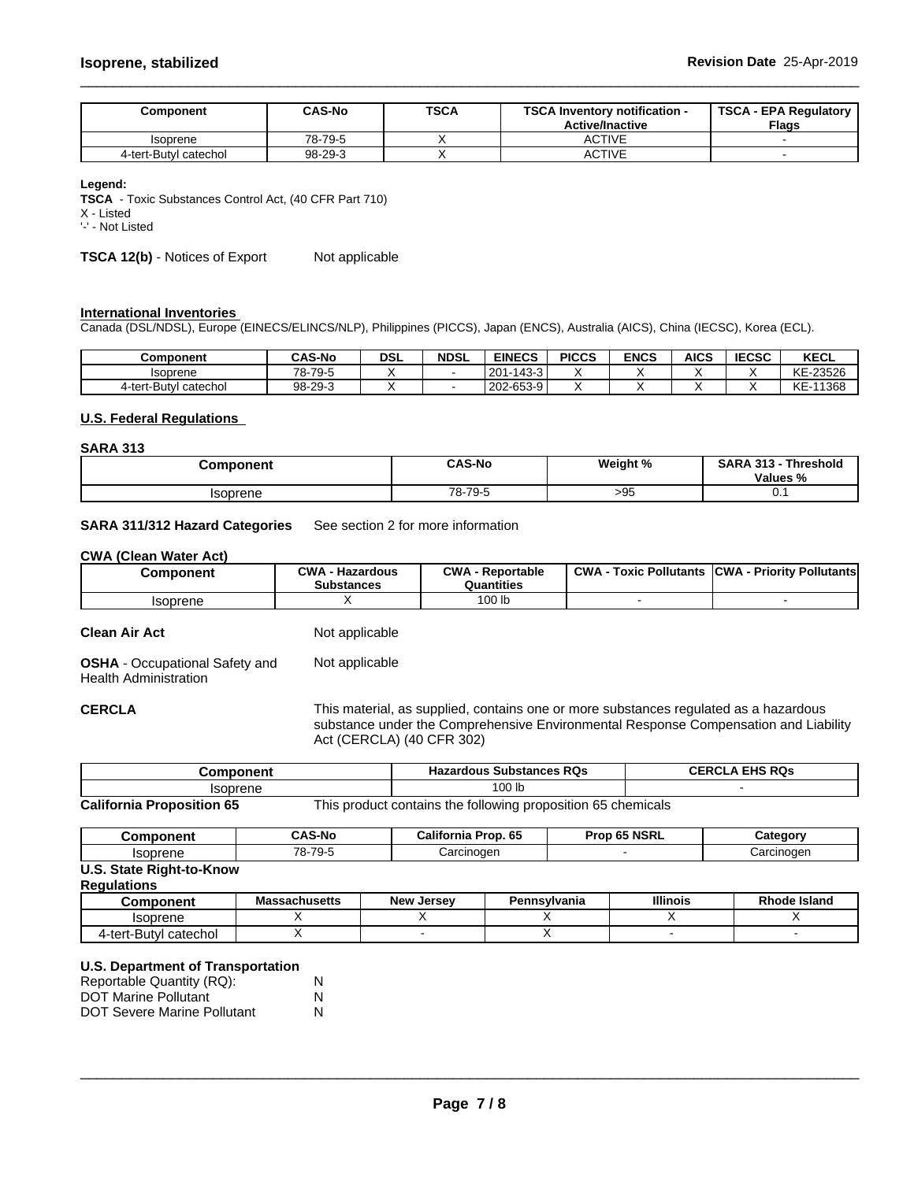| Component | CAS-No | TSCA | TSCA Inventory notification - Active/Inactive | TSCA - EPA Regulatory Flags |
|---|---|---|---|---|
| Isoprene | 78-79-5 | X | ACTIVE | - |
| 4-tert-Butyl catechol | 98-29-3 | X | ACTIVE | - |

**Legend:**
**TSCA** - Toxic Substances Control Act, (40 CFR Part 710)
X - Listed
'-' - Not Listed

**TSCA 12(b)** - Notices of Export Not applicable

**International Inventories**
Canada (DSL/NDSL), Europe (EINECS/ELINCS/NLP), Philippines (PICCS), Japan (ENCS), Australia (AICS), China (IECSC), Korea (ECL).

| Component | CAS-No | DSL | NDSL | EINECS | PICCS | ENCS | AICS | IECSC | KECL |
|---|---|---|---|---|---|---|---|---|---|
| Isoprene | 78-79-5 | X | - | 201-143-3 | X | X | X | X | KE-23526 |
| 4-tert-Butyl catechol | 98-29-3 | X | - | 202-653-9 | X | X | X | X | KE-11368 |

**U.S. Federal Regulations**

**SARA 313**

| Component | CAS-No | Weight % | SARA 313 - Threshold Values % |
|---|---|---|---|
| Isoprene | 78-79-5 | >95 | 0.1 |

**SARA 311/312 Hazard Categories** See section 2 for more information

**CWA (Clean Water Act)**

| Component | CWA - Hazardous Substances | CWA - Reportable Quantities | CWA - Toxic Pollutants | CWA - Priority Pollutants |
|---|---|---|---|---|
| Isoprene | X | 100 lb | - | - |

**Clean Air Act** Not applicable

**OSHA** - Occupational Safety and Health Administration Not applicable

**CERCLA** This material, as supplied, contains one or more substances regulated as a hazardous substance under the Comprehensive Environmental Response Compensation and Liability Act (CERCLA) (40 CFR 302)

| Component | Hazardous Substances RQs | CERCLA EHS RQs |
|---|---|---|
| Isoprene | 100 lb | - |

**California Proposition 65** This product contains the following proposition 65 chemicals

| Component | CAS-No | California Prop. 65 | Prop 65 NSRL | Category |
|---|---|---|---|---|
| Isoprene | 78-79-5 | Carcinogen | - | Carcinogen |

**U.S. State Right-to-Know Regulations**

| Component | Massachusetts | New Jersey | Pennsylvania | Illinois | Rhode Island |
|---|---|---|---|---|---|
| Isoprene | X | X | X | X | X |
| 4-tert-Butyl catechol | X | - | X | - | - |

**U.S. Department of Transportation**

Reportable Quantity (RQ): N
DOT Marine Pollutant N
DOT Severe Marine Pollutant N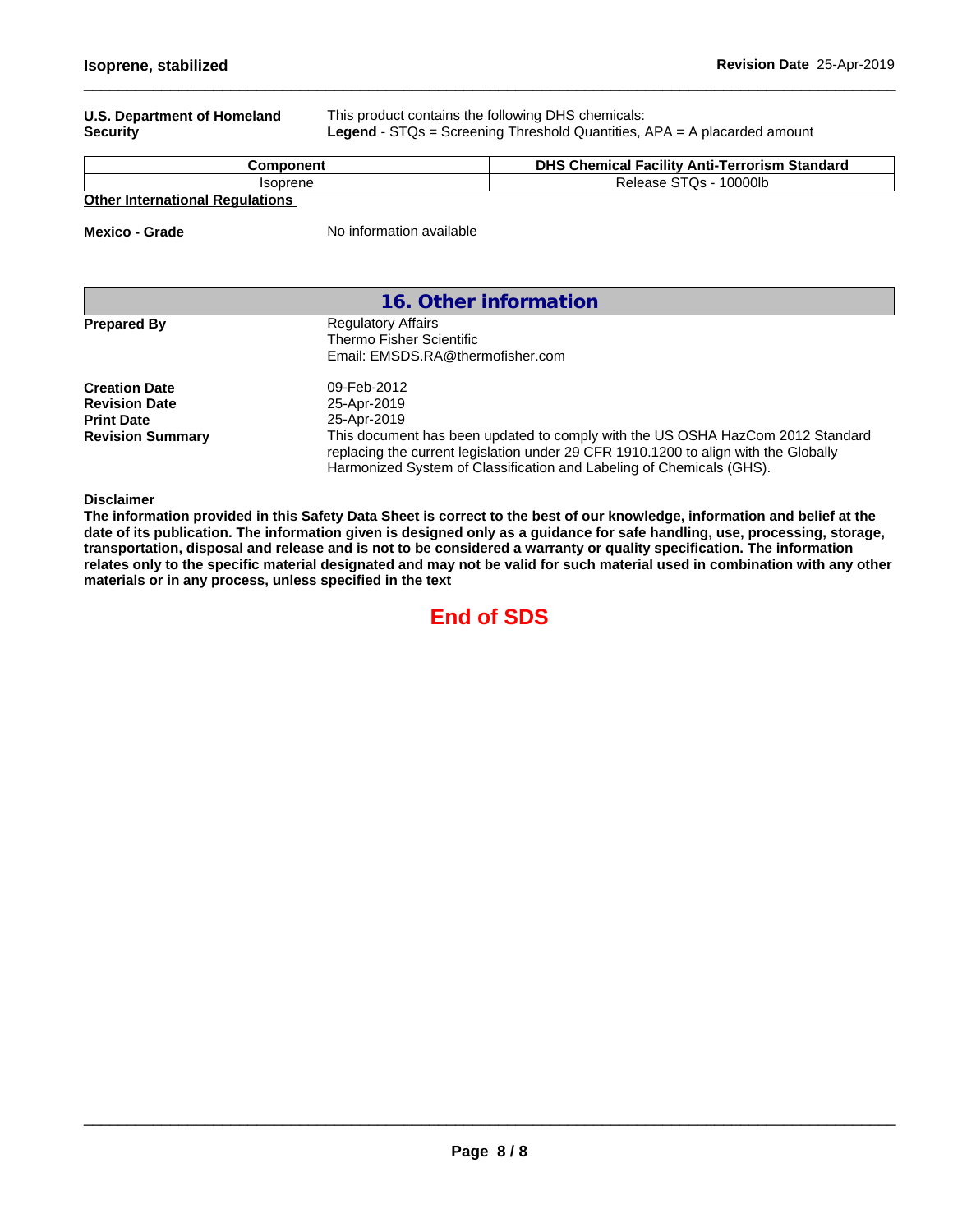**U.S. Department of Homeland Security**

This product contains the following DHS chemicals:
**Legend** - STQs = Screening Threshold Quantities, APA = A placarded amount

| Component | DHS Chemical Facility Anti-Terrorism Standard |
| --- | --- |
| Isoprene | Release STQs - 10000lb |

**Other International Regulations**

**Mexico - Grade** No information available

## 16. Other information

**Prepared By**
Regulatory Affairs
Thermo Fisher Scientific
Email: EMSDS.RA@thermofisher.com

**Creation Date** 09-Feb-2012
**Revision Date** 25-Apr-2019
**Print Date** 25-Apr-2019
**Revision Summary** This document has been updated to comply with the US OSHA HazCom 2012 Standard replacing the current legislation under 29 CFR 1910.1200 to align with the Globally Harmonized System of Classification and Labeling of Chemicals (GHS).

**Disclaimer**

**The information provided in this Safety Data Sheet is correct to the best of our knowledge, information and belief at the date of its publication. The information given is designed only as a guidance for safe handling, use, processing, storage, transportation, disposal and release and is not to be considered a warranty or quality specification. The information relates only to the specific material designated and may not be valid for such material used in combination with any other materials or in any process, unless specified in the text**

**End of SDS**